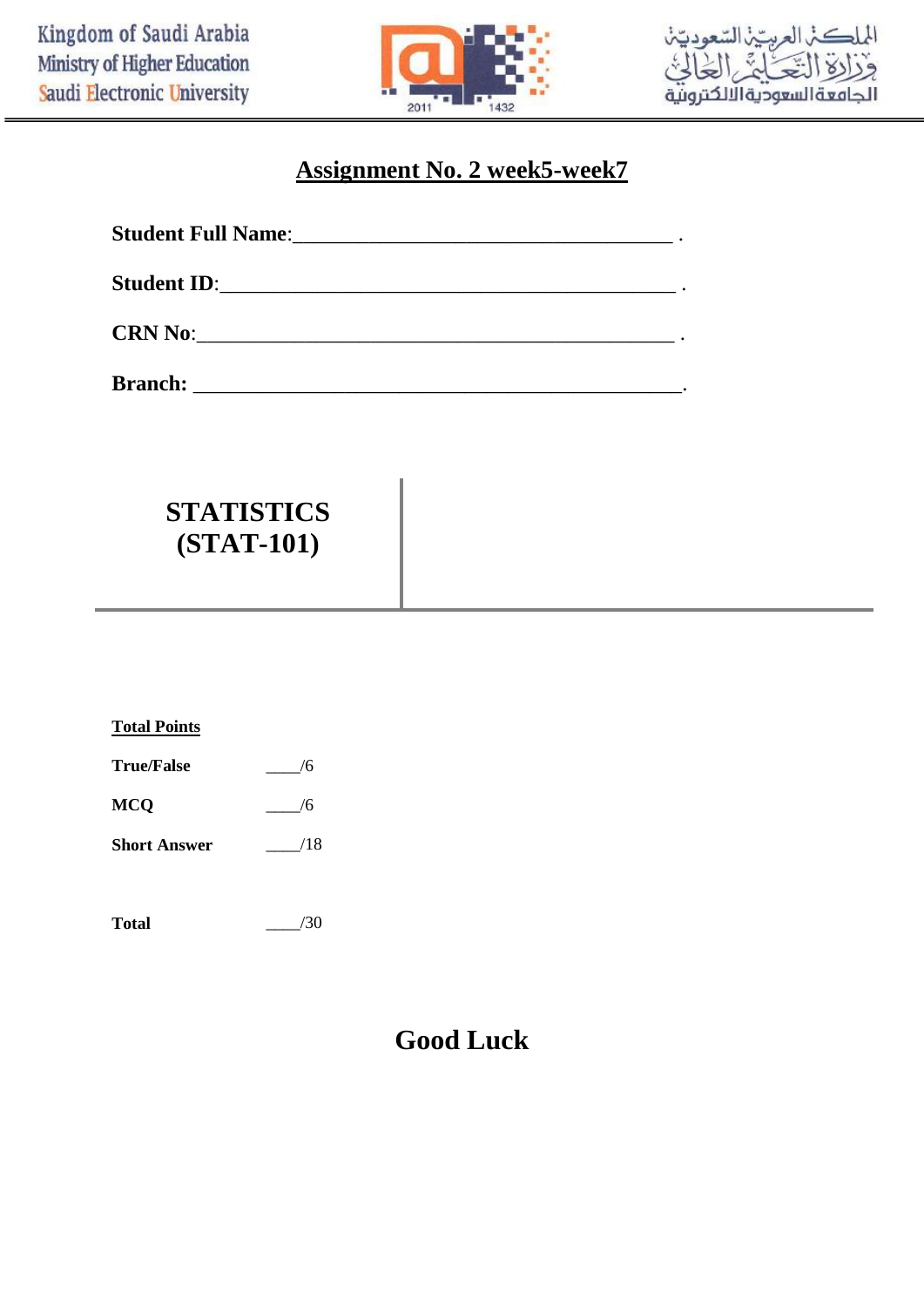Kingdom of Saudi Arabia
Ministry of Higher Education
Saudi Electronic University

المملكة العربية السعودية
وزارة التعليم العالي
الجامعة السعودية الالكترونية

# Assignment No. 2 week5-week7

**Student Full Name**:___________________________________ .

**Student ID**:__________________________________________ .

**CRN No**:____________________________________________ .

**Branch:** ____________________________________________.

## STATISTICS (STAT-101)

**Total Points**

| | |
|---|---|
| **True/False** | ____/6 |
| **MCQ** | ____/6 |
| **Short Answer** | ____/18 |
| **Total** | ____/30 |

## Good Luck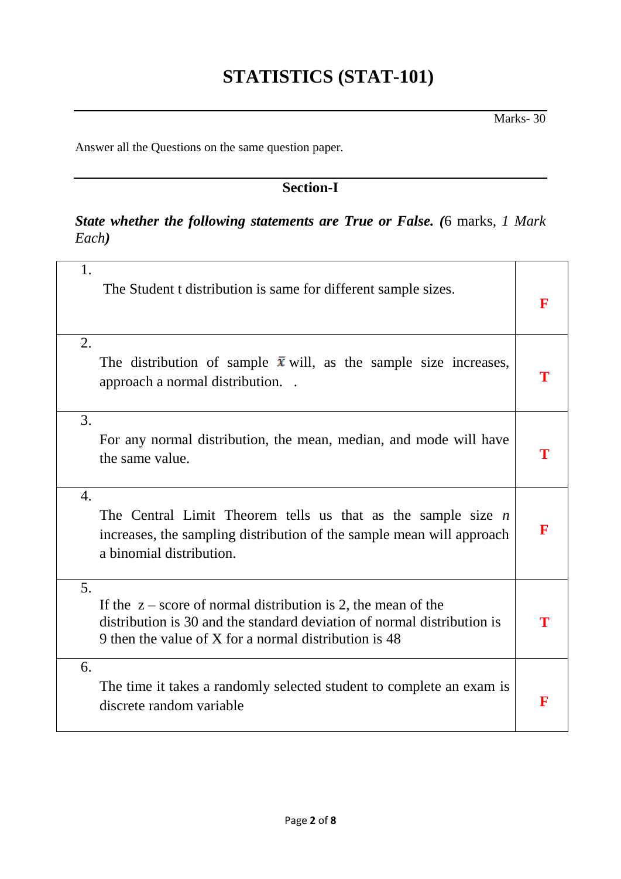# STATISTICS (STAT-101)

Marks- 30

Answer all the Questions on the same question paper.

## Section-I

***State whether the following statements are True or False. (**6 marks, *1 Mark Each***)**

| | |
|---|---|
| 1. The Student t distribution is same for different sample sizes. | **F** |
| 2. The distribution of sample $\bar{x}$ will, as the sample size increases, approach a normal distribution. . | **T** |
| 3. For any normal distribution, the mean, median, and mode will have the same value. | **T** |
| 4. The Central Limit Theorem tells us that as the sample size *n* increases, the sampling distribution of the sample mean will approach a binomial distribution. | **F** |
| 5. If the z – score of normal distribution is 2, the mean of the distribution is 30 and the standard deviation of normal distribution is 9 then the value of X for a normal distribution is 48 | **T** |
| 6. The time it takes a randomly selected student to complete an exam is discrete random variable | **F** |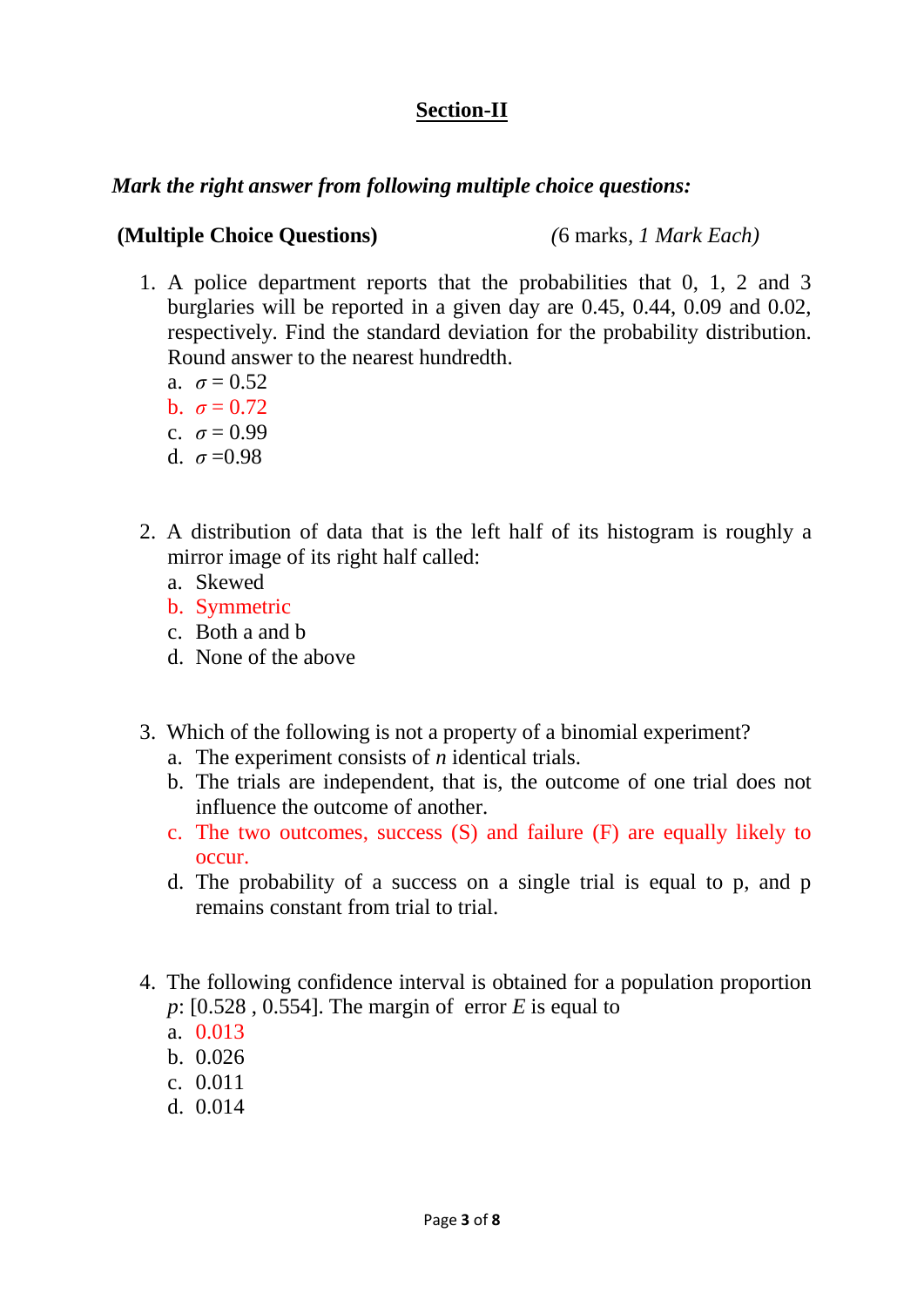## Section-II

***Mark the right answer from following multiple choice questions:***

**(Multiple Choice Questions)** *(*6 marks, *1 Mark Each)*

1. A police department reports that the probabilities that 0, 1, 2 and 3 burglaries will be reported in a given day are 0.45, 0.44, 0.09 and 0.02, respectively. Find the standard deviation for the probability distribution. Round answer to the nearest hundredth.
   a. $\sigma = 0.52$
   b. $\sigma = 0.72$
   c. $\sigma = 0.99$
   d. $\sigma = 0.98$

2. A distribution of data that is the left half of its histogram is roughly a mirror image of its right half called:
   a. Skewed
   b. Symmetric
   c. Both a and b
   d. None of the above

3. Which of the following is not a property of a binomial experiment?
   a. The experiment consists of $n$ identical trials.
   b. The trials are independent, that is, the outcome of one trial does not influence the outcome of another.
   c. The two outcomes, success (S) and failure (F) are equally likely to occur.
   d. The probability of a success on a single trial is equal to p, and p remains constant from trial to trial.

4. The following confidence interval is obtained for a population proportion $p$: [0.528 , 0.554]. The margin of error $E$ is equal to
   a. 0.013
   b. 0.026
   c. 0.011
   d. 0.014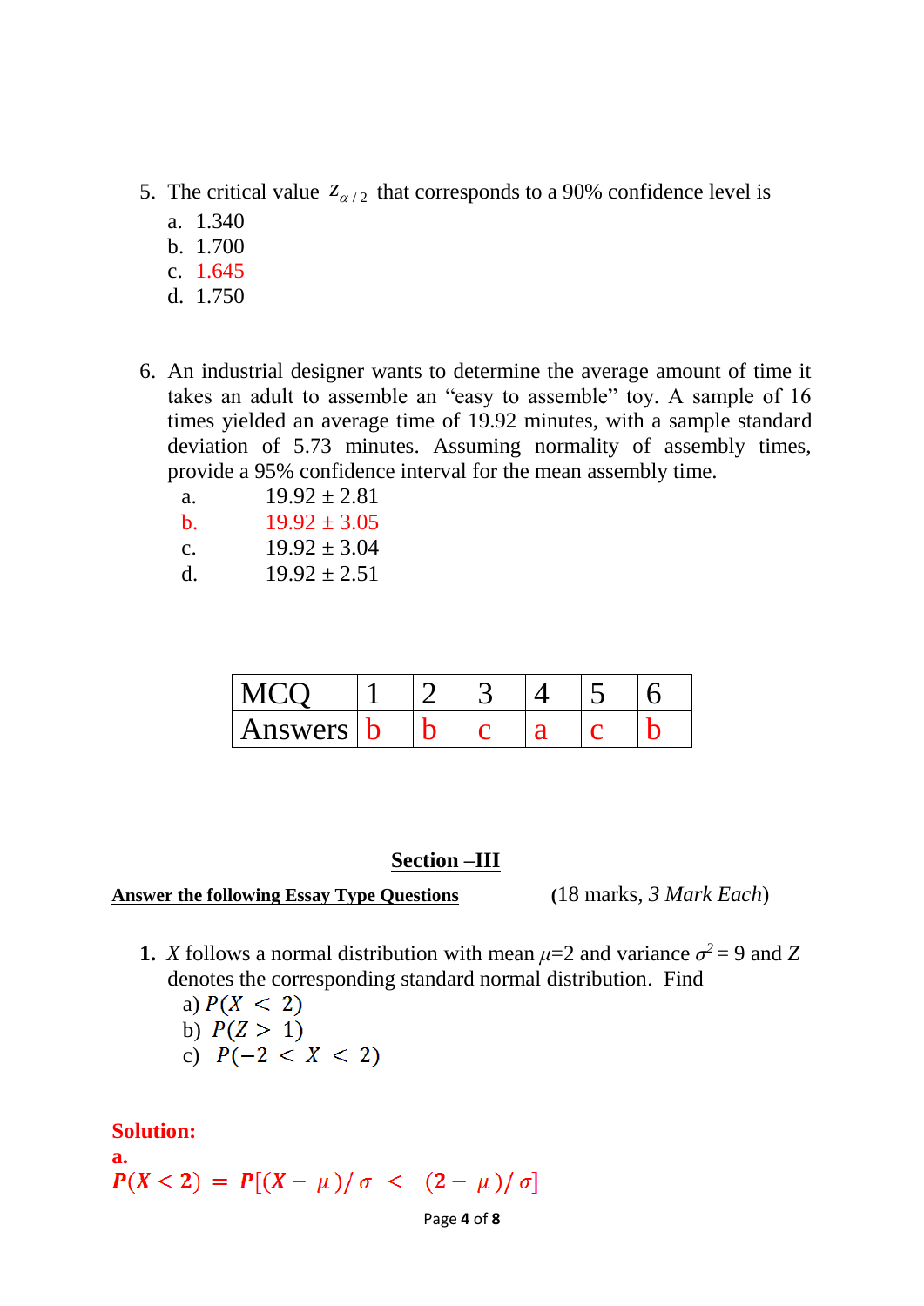5. The critical value $z_{\alpha/2}$ that corresponds to a 90% confidence level is
   a. 1.340
   b. 1.700
   c. 1.645
   d. 1.750

6. An industrial designer wants to determine the average amount of time it takes an adult to assemble an "easy to assemble" toy. A sample of 16 times yielded an average time of 19.92 minutes, with a sample standard deviation of 5.73 minutes. Assuming normality of assembly times, provide a 95% confidence interval for the mean assembly time.
   a. $19.92 \pm 2.81$
   b. $19.92 \pm 3.05$
   c. $19.92 \pm 3.04$
   d. $19.92 \pm 2.51$

| MCQ | 1 | 2 | 3 | 4 | 5 | 6 |
|---|---|---|---|---|---|---|
| Answers | b | b | c | a | c | b |

## Section –III

**Answer the following Essay Type Questions** (18 marks, *3 Mark Each*)

**1.** $X$ follows a normal distribution with mean $\mu$=2 and variance $\sigma^2 = 9$ and $Z$ denotes the corresponding standard normal distribution. Find
   a) $P(X < 2)$
   b) $P(Z > 1)$
   c) $P(-2 < X < 2)$

**Solution:**

**a.**

$$P(X < 2) = P[(X - \mu)/\sigma < (2 - \mu)/\sigma]$$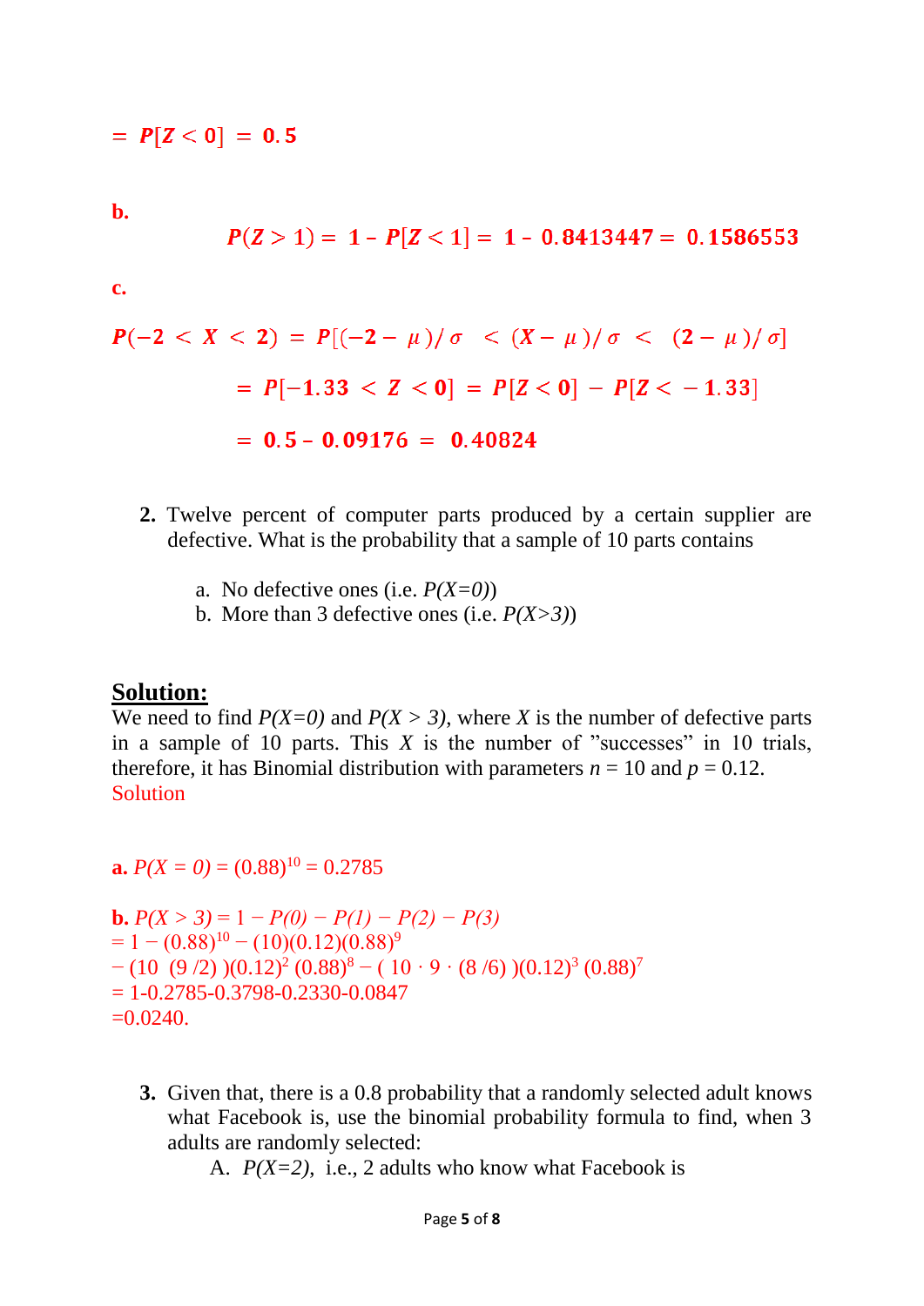$$= P[Z < 0] = 0.5$$

**b.**

$$P(Z > 1) = 1 - P[Z < 1] = 1 - 0.8413447 = 0.1586553$$

**c.**

$$P(-2 < X < 2) = P[(-2 - \mu)/\sigma < (X - \mu)/\sigma < (2 - \mu)/\sigma]$$

$$= P[-1.33 < Z < 0] = P[Z < 0] - P[Z < -1.33]$$

$$= 0.5 - 0.09176 = 0.40824$$

2. Twelve percent of computer parts produced by a certain supplier are defective. What is the probability that a sample of 10 parts contains

   a. No defective ones (i.e. $P(X=0)$)
   b. More than 3 defective ones (i.e. $P(X>3)$)

## Solution:

We need to find $P(X=0)$ and $P(X > 3)$, where $X$ is the number of defective parts in a sample of 10 parts. This $X$ is the number of "successes" in 10 trials, therefore, it has Binomial distribution with parameters $n = 10$ and $p = 0.12$.
Solution

**a.** $P(X = 0) = (0.88)^{10} = 0.2785$

**b.** $P(X > 3) = 1 - P(0) - P(1) - P(2) - P(3)$
$= 1 - (0.88)^{10} - (10)(0.12)(0.88)^{9}$
$- (10\ (9/2))(0.12)^{2}(0.88)^{8} - (10 \cdot 9 \cdot (8/6))(0.12)^{3}(0.88)^{7}$
$= 1 - 0.2785 - 0.3798 - 0.2330 - 0.0847$
$= 0.0240.$

3. Given that, there is a 0.8 probability that a randomly selected adult knows what Facebook is, use the binomial probability formula to find, when 3 adults are randomly selected:

   A. $P(X=2)$, i.e., 2 adults who know what Facebook is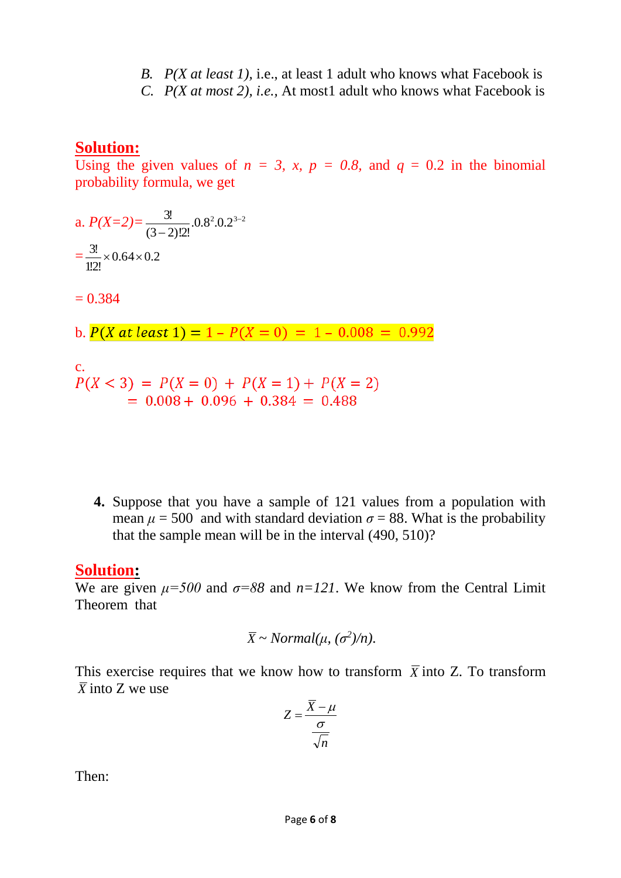B. *P(X at least 1),* i.e., at least 1 adult who knows what Facebook is

C. *P(X at most 2), i.e.,* At most1 adult who knows what Facebook is

## Solution:

Using the given values of $n = 3$, $x$, $p = 0.8$, and $q = 0.2$ in the binomial probability formula, we get

a. $P(X=2) = \frac{3!}{(3-2)!2!}.0.8^2.0.2^{3-2}$

$= \frac{3!}{1!2!} \times 0.64 \times 0.2$

$= 0.384$

b. $P(X \text{ at least } 1) = 1 - P(X = 0) = 1 - 0.008 = 0.992$

c.

$P(X < 3) = P(X = 0) + P(X = 1) + P(X = 2)$

$= 0.008 + 0.096 + 0.384 = 0.488$

**4.** Suppose that you have a sample of 121 values from a population with mean $\mu = 500$ and with standard deviation $\sigma = 88$. What is the probability that the sample mean will be in the interval (490, 510)?

## Solution:

We are given $\mu=500$ and $\sigma=88$ and $n=121$. We know from the Central Limit Theorem that

$$\bar{X} \sim Normal(\mu, (\sigma^2)/n).$$

This exercise requires that we know how to transform $\bar{X}$ into Z. To transform $\bar{X}$ into Z we use

$$Z = \frac{\bar{X} - \mu}{\frac{\sigma}{\sqrt{n}}}$$

Then: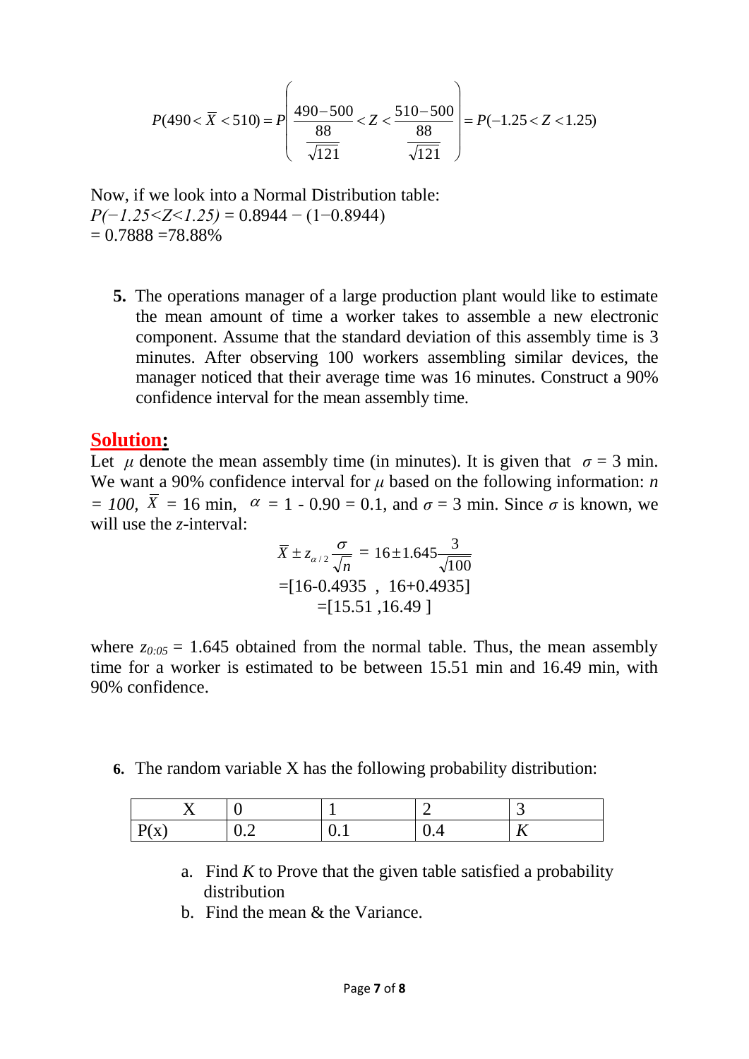$$P(490 < \overline{X} < 510) = P\left( \frac{490-500}{\frac{88}{\sqrt{121}}} < Z < \frac{510-500}{\frac{88}{\sqrt{121}}} \right) = P(-1.25 < Z < 1.25)$$

Now, if we look into a Normal Distribution table:
$P(-1.25<Z<1.25) = 0.8944 - (1-0.8944)$
$= 0.7888 = 78.88\%$

**5.** The operations manager of a large production plant would like to estimate the mean amount of time a worker takes to assemble a new electronic component. Assume that the standard deviation of this assembly time is 3 minutes. After observing 100 workers assembling similar devices, the manager noticed that their average time was 16 minutes. Construct a 90% confidence interval for the mean assembly time.

## **Solution:**

Let $\mu$ denote the mean assembly time (in minutes). It is given that $\sigma = 3$ min. We want a 90% confidence interval for $\mu$ based on the following information: $n = 100$, $\overline{X} = 16$ min, $\alpha = 1 - 0.90 = 0.1$, and $\sigma = 3$ min. Since $\sigma$ is known, we will use the $z$-interval:

$$\overline{X} \pm z_{\alpha/2} \frac{\sigma}{\sqrt{n}} = 16 \pm 1.645 \frac{3}{\sqrt{100}}$$

$$= [16-0.4935 \ , \ 16+0.4935]$$

$$= [15.51 \ , 16.49 \ ]$$

where $z_{0:05} = 1.645$ obtained from the normal table. Thus, the mean assembly time for a worker is estimated to be between 15.51 min and 16.49 min, with 90% confidence.

**6.** The random variable X has the following probability distribution:

| X | 0 | 1 | 2 | 3 |
|---|---|---|---|---|
| P(x) | 0.2 | 0.1 | 0.4 | $K$ |

a. Find $K$ to Prove that the given table satisfied a probability distribution

b. Find the mean & the Variance.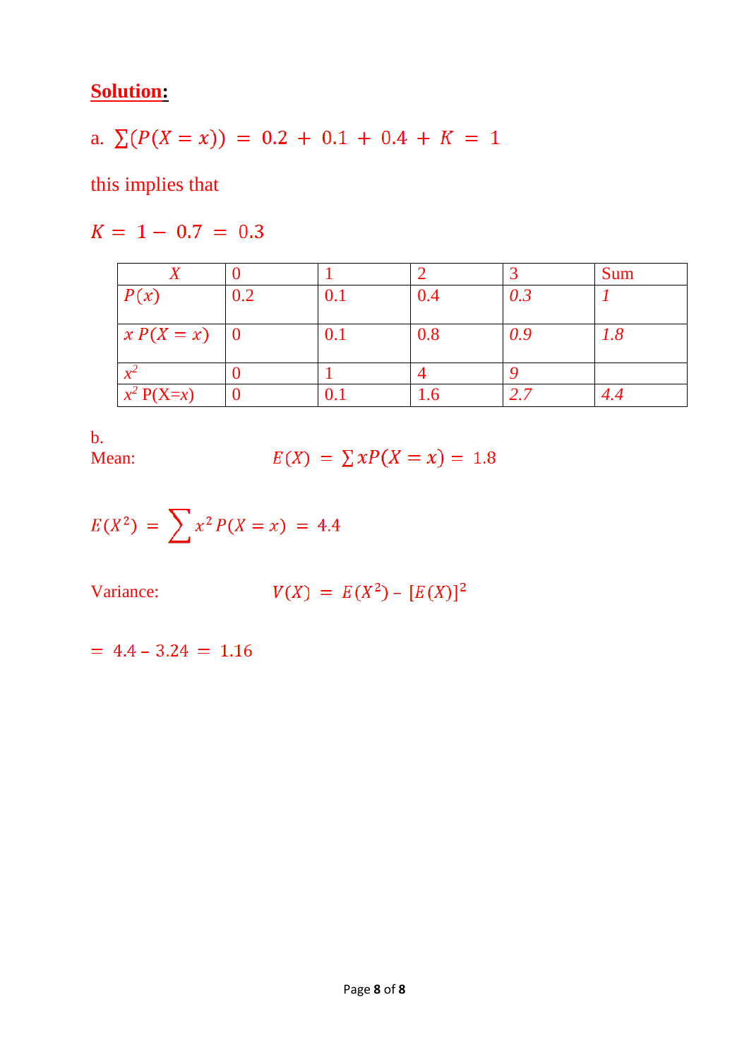**Solution:**

a. $\sum(P(X = x)) = 0.2 + 0.1 + 0.4 + K = 1$

this implies that

$K = 1 - 0.7 = 0.3$

| $X$ | 0 | 1 | 2 | 3 | Sum |
|---|---|---|---|---|---|
| $P(x)$ | 0.2 | 0.1 | 0.4 | 0.3 | 1 |
| $x\,P(X = x)$ | 0 | 0.1 | 0.8 | 0.9 | 1.8 |
| $x^2$ | 0 | 1 | 4 | 9 | |
| $x^2$ P(X=$x$) | 0 | 0.1 | 1.6 | 2.7 | 4.4 |

b.

Mean: $E(X) = \sum xP(X = x) = 1.8$

$$E(X^2) = \sum x^2 P(X = x) = 4.4$$

Variance: $V(X) = E(X^2) - [E(X)]^2$

$= 4.4 - 3.24 = 1.16$